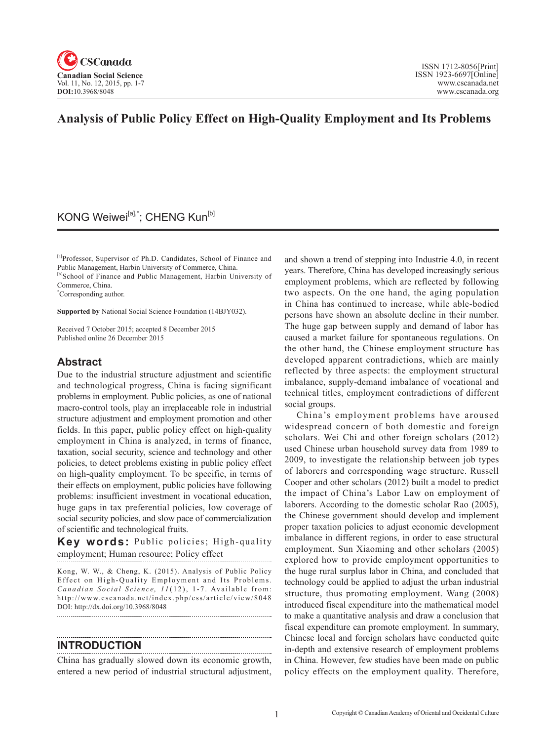# Analysis of Public Policy Effect on High-Quality Employment and Its Problems

KONG Weiwei[a],*; CHENG Kun[b]

[a]Professor, Supervisor of Ph.D. Candidates, School of Finance and Public Management, Harbin University of Commerce, China.
[b]School of Finance and Public Management, Harbin University of Commerce, China.
*Corresponding author.

**Supported by** National Social Science Foundation (14BJY032).

Received 7 October 2015; accepted 8 December 2015
Published online 26 December 2015

## Abstract

Due to the industrial structure adjustment and scientific and technological progress, China is facing significant problems in employment. Public policies, as one of national macro-control tools, play an irreplaceable role in industrial structure adjustment and employment promotion and other fields. In this paper, public policy effect on high-quality employment in China is analyzed, in terms of finance, taxation, social security, science and technology and other policies, to detect problems existing in public policy effect on high-quality employment. To be specific, in terms of their effects on employment, public policies have following problems: insufficient investment in vocational education, huge gaps in tax preferential policies, low coverage of social security policies, and slow pace of commercialization of scientific and technological fruits.

**Key words:** Public policies; High-quality employment; Human resource; Policy effect

Kong, W. W., & Cheng, K. (2015). Analysis of Public Policy Effect on High-Quality Employment and Its Problems. *Canadian Social Science, 11*(12), 1-7. Available from: http://www.cscanada.net/index.php/css/article/view/8048 DOI: http://dx.doi.org/10.3968/8048

## INTRODUCTION

China has gradually slowed down its economic growth, entered a new period of industrial structural adjustment, and shown a trend of stepping into Industrie 4.0, in recent years. Therefore, China has developed increasingly serious employment problems, which are reflected by following two aspects. On the one hand, the aging population in China has continued to increase, while able-bodied persons have shown an absolute decline in their number. The huge gap between supply and demand of labor has caused a market failure for spontaneous regulations. On the other hand, the Chinese employment structure has developed apparent contradictions, which are mainly reflected by three aspects: the employment structural imbalance, supply-demand imbalance of vocational and technical titles, employment contradictions of different social groups.

China's employment problems have aroused widespread concern of both domestic and foreign scholars. Wei Chi and other foreign scholars (2012) used Chinese urban household survey data from 1989 to 2009, to investigate the relationship between job types of laborers and corresponding wage structure. Russell Cooper and other scholars (2012) built a model to predict the impact of China's Labor Law on employment of laborers. According to the domestic scholar Rao (2005), the Chinese government should develop and implement proper taxation policies to adjust economic development imbalance in different regions, in order to ease structural employment. Sun Xiaoming and other scholars (2005) explored how to provide employment opportunities to the huge rural surplus labor in China, and concluded that technology could be applied to adjust the urban industrial structure, thus promoting employment. Wang (2008) introduced fiscal expenditure into the mathematical model to make a quantitative analysis and draw a conclusion that fiscal expenditure can promote employment. In summary, Chinese local and foreign scholars have conducted quite in-depth and extensive research of employment problems in China. However, few studies have been made on public policy effects on the employment quality. Therefore,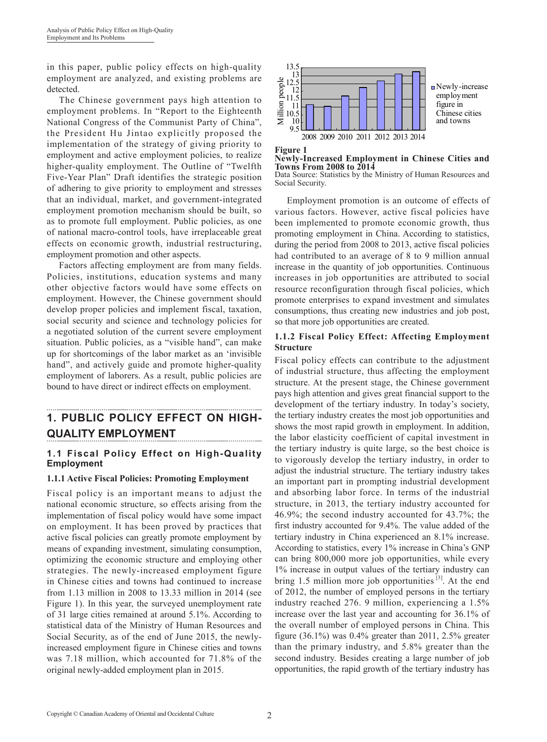in this paper, public policy effects on high-quality employment are analyzed, and existing problems are detected.

The Chinese government pays high attention to employment problems. In "Report to the Eighteenth National Congress of the Communist Party of China", the President Hu Jintao explicitly proposed the implementation of the strategy of giving priority to employment and active employment policies, to realize higher-quality employment. The Outline of "Twelfth Five-Year Plan" Draft identifies the strategic position of adhering to give priority to employment and stresses that an individual, market, and government-integrated employment promotion mechanism should be built, so as to promote full employment. Public policies, as one of national macro-control tools, have irreplaceable great effects on economic growth, industrial restructuring, employment promotion and other aspects.

Factors affecting employment are from many fields. Policies, institutions, education systems and many other objective factors would have some effects on employment. However, the Chinese government should develop proper policies and implement fiscal, taxation, social security and science and technology policies for a negotiated solution of the current severe employment situation. Public policies, as a "visible hand", can make up for shortcomings of the labor market as an 'invisible hand", and actively guide and promote higher-quality employment of laborers. As a result, public policies are bound to have direct or indirect effects on employment.

# 1. PUBLIC POLICY EFFECT ON HIGH-QUALITY EMPLOYMENT

## 1.1 Fiscal Policy Effect on High-Quality Employment

### 1.1.1 Active Fiscal Policies: Promoting Employment

Fiscal policy is an important means to adjust the national economic structure, so effects arising from the implementation of fiscal policy would have some impact on employment. It has been proved by practices that active fiscal policies can greatly promote employment by means of expanding investment, simulating consumption, optimizing the economic structure and employing other strategies. The newly-increased employment figure in Chinese cities and towns had continued to increase from 1.13 million in 2008 to 13.33 million in 2014 (see Figure 1). In this year, the surveyed unemployment rate of 31 large cities remained at around 5.1%. According to statistical data of the Ministry of Human Resources and Social Security, as of the end of June 2015, the newly-increased employment figure in Chinese cities and towns was 7.18 million, which accounted for 71.8% of the original newly-added employment plan in 2015.

**Figure 1**
**Newly-Increased Employment in Chinese Cities and Towns From 2008 to 2014**
Data Source: Statistics by the Ministry of Human Resources and Social Security.

Employment promotion is an outcome of effects of various factors. However, active fiscal policies have been implemented to promote economic growth, thus promoting employment in China. According to statistics, during the period from 2008 to 2013, active fiscal policies had contributed to an average of 8 to 9 million annual increase in the quantity of job opportunities. Continuous increases in job opportunities are attributed to social resource reconfiguration through fiscal policies, which promote enterprises to expand investment and simulates consumptions, thus creating new industries and job post, so that more job opportunities are created.

### 1.1.2 Fiscal Policy Effect: Affecting Employment Structure

Fiscal policy effects can contribute to the adjustment of industrial structure, thus affecting the employment structure. At the present stage, the Chinese government pays high attention and gives great financial support to the development of the tertiary industry. In today's society, the tertiary industry creates the most job opportunities and shows the most rapid growth in employment. In addition, the labor elasticity coefficient of capital investment in the tertiary industry is quite large, so the best choice is to vigorously develop the tertiary industry, in order to adjust the industrial structure. The tertiary industry takes an important part in prompting industrial development and absorbing labor force. In terms of the industrial structure, in 2013, the tertiary industry accounted for 46.9%; the second industry accounted for 43.7%; the first industry accounted for 9.4%. The value added of the tertiary industry in China experienced an 8.1% increase. According to statistics, every 1% increase in China's GNP can bring 800,000 more job opportunities, while every 1% increase in output values of the tertiary industry can bring 1.5 million more job opportunities [3]. At the end of 2012, the number of employed persons in the tertiary industry reached 276. 9 million, experiencing a 1.5% increase over the last year and accounting for 36.1% of the overall number of employed persons in China. This figure (36.1%) was 0.4% greater than 2011, 2.5% greater than the primary industry, and 5.8% greater than the second industry. Besides creating a large number of job opportunities, the rapid growth of the tertiary industry has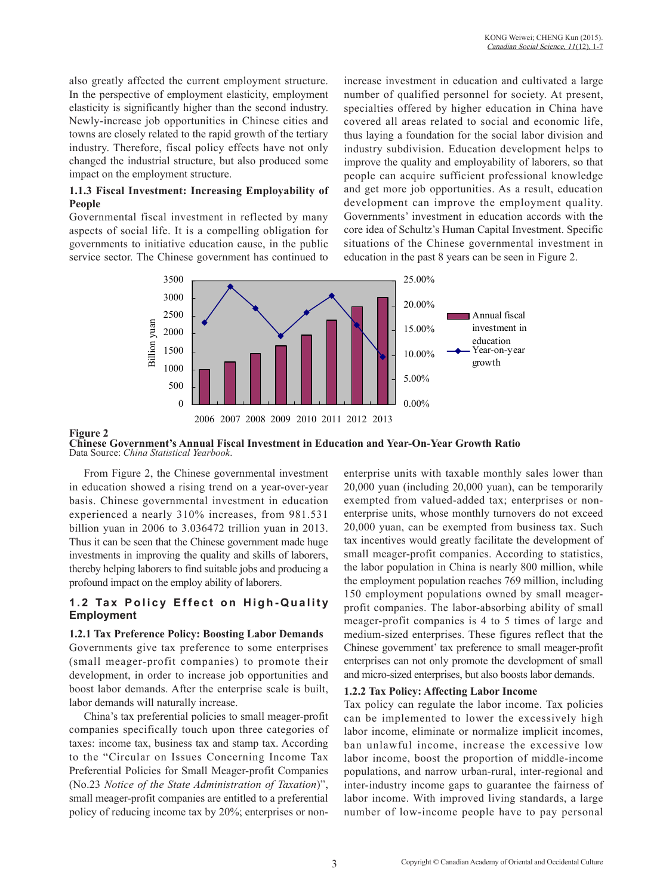also greatly affected the current employment structure. In the perspective of employment elasticity, employment elasticity is significantly higher than the second industry. Newly-increase job opportunities in Chinese cities and towns are closely related to the rapid growth of the tertiary industry. Therefore, fiscal policy effects have not only changed the industrial structure, but also produced some impact on the employment structure.

### 1.1.3 Fiscal Investment: Increasing Employability of People

Governmental fiscal investment in reflected by many aspects of social life. It is a compelling obligation for governments to initiative education cause, in the public service sector. The Chinese government has continued to increase investment in education and cultivated a large number of qualified personnel for society. At present, specialties offered by higher education in China have covered all areas related to social and economic life, thus laying a foundation for the social labor division and industry subdivision. Education development helps to improve the quality and employability of laborers, so that people can acquire sufficient professional knowledge and get more job opportunities. As a result, education development can improve the employment quality. Governments' investment in education accords with the core idea of Schultz's Human Capital Investment. Specific situations of the Chinese governmental investment in education in the past 8 years can be seen in Figure 2.

**Figure 2**
**Chinese Government's Annual Fiscal Investment in Education and Year-On-Year Growth Ratio**
Data Source: *China Statistical Yearbook*.

From Figure 2, the Chinese governmental investment in education showed a rising trend on a year-over-year basis. Chinese governmental investment in education experienced a nearly 310% increases, from 981.531 billion yuan in 2006 to 3.036472 trillion yuan in 2013. Thus it can be seen that the Chinese government made huge investments in improving the quality and skills of laborers, thereby helping laborers to find suitable jobs and producing a profound impact on the employ ability of laborers.

## 1.2 Tax Policy Effect on High-Quality Employment

### 1.2.1 Tax Preference Policy: Boosting Labor Demands

Governments give tax preference to some enterprises (small meager-profit companies) to promote their development, in order to increase job opportunities and boost labor demands. After the enterprise scale is built, labor demands will naturally increase.

China's tax preferential policies to small meager-profit companies specifically touch upon three categories of taxes: income tax, business tax and stamp tax. According to the "Circular on Issues Concerning Income Tax Preferential Policies for Small Meager-profit Companies (No.23 *Notice of the State Administration of Taxation*)", small meager-profit companies are entitled to a preferential policy of reducing income tax by 20%; enterprises or non-enterprise units with taxable monthly sales lower than 20,000 yuan (including 20,000 yuan), can be temporarily exempted from valued-added tax; enterprises or non-enterprise units, whose monthly turnovers do not exceed 20,000 yuan, can be exempted from business tax. Such tax incentives would greatly facilitate the development of small meager-profit companies. According to statistics, the labor population in China is nearly 800 million, while the employment population reaches 769 million, including 150 employment populations owned by small meager-profit companies. The labor-absorbing ability of small meager-profit companies is 4 to 5 times of large and medium-sized enterprises. These figures reflect that the Chinese government' tax preference to small meager-profit enterprises can not only promote the development of small and micro-sized enterprises, but also boosts labor demands.

### 1.2.2 Tax Policy: Affecting Labor Income

Tax policy can regulate the labor income. Tax policies can be implemented to lower the excessively high labor income, eliminate or normalize implicit incomes, ban unlawful income, increase the excessive low labor income, boost the proportion of middle-income populations, and narrow urban-rural, inter-regional and inter-industry income gaps to guarantee the fairness of labor income. With improved living standards, a large number of low-income people have to pay personal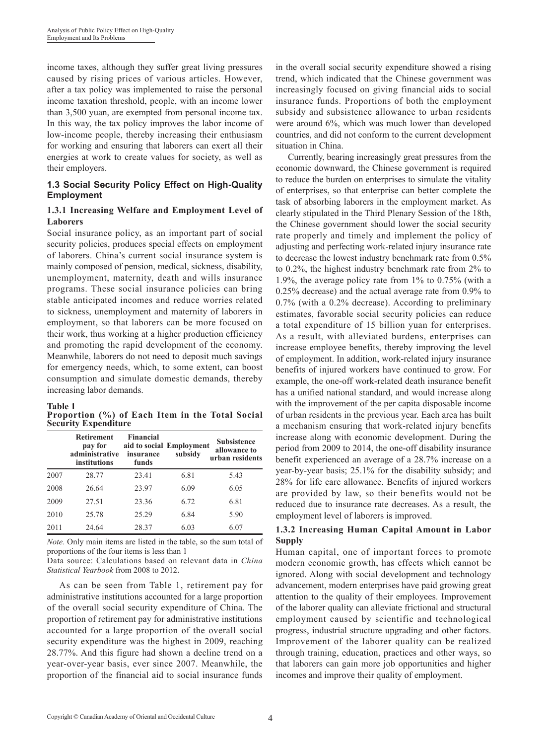income taxes, although they suffer great living pressures caused by rising prices of various articles. However, after a tax policy was implemented to raise the personal income taxation threshold, people, with an income lower than 3,500 yuan, are exempted from personal income tax. In this way, the tax policy improves the labor income of low-income people, thereby increasing their enthusiasm for working and ensuring that laborers can exert all their energies at work to create values for society, as well as their employers.

### 1.3 Social Security Policy Effect on High-Quality Employment

#### 1.3.1 Increasing Welfare and Employment Level of Laborers

Social insurance policy, as an important part of social security policies, produces special effects on employment of laborers. China's current social insurance system is mainly composed of pension, medical, sickness, disability, unemployment, maternity, death and wills insurance programs. These social insurance policies can bring stable anticipated incomes and reduce worries related to sickness, unemployment and maternity of laborers in employment, so that laborers can be more focused on their work, thus working at a higher production efficiency and promoting the rapid development of the economy. Meanwhile, laborers do not need to deposit much savings for emergency needs, which, to some extent, can boost consumption and simulate domestic demands, thereby increasing labor demands.

**Table 1**
**Proportion (%) of Each Item in the Total Social Security Expenditure**

| | Retirement pay for administrative institutions | Financial aid to social insurance funds | Employment subsidy | Subsistence allowance to urban residents |
|---|---|---|---|---|
| 2007 | 28.77 | 23.41 | 6.81 | 5.43 |
| 2008 | 26.64 | 23.97 | 6.09 | 6.05 |
| 2009 | 27.51 | 23.36 | 6.72 | 6.81 |
| 2010 | 25.78 | 25.29 | 6.84 | 5.90 |
| 2011 | 24.64 | 28.37 | 6.03 | 6.07 |

*Note.* Only main items are listed in the table, so the sum total of proportions of the four items is less than 1

Data source: Calculations based on relevant data in *China Statistical Yearbook* from 2008 to 2012.

As can be seen from Table 1, retirement pay for administrative institutions accounted for a large proportion of the overall social security expenditure of China. The proportion of retirement pay for administrative institutions accounted for a large proportion of the overall social security expenditure was the highest in 2009, reaching 28.77%. And this figure had shown a decline trend on a year-over-year basis, ever since 2007. Meanwhile, the proportion of the financial aid to social insurance funds in the overall social security expenditure showed a rising trend, which indicated that the Chinese government was increasingly focused on giving financial aids to social insurance funds. Proportions of both the employment subsidy and subsistence allowance to urban residents were around 6%, which was much lower than developed countries, and did not conform to the current development situation in China.

Currently, bearing increasingly great pressures from the economic downward, the Chinese government is required to reduce the burden on enterprises to simulate the vitality of enterprises, so that enterprise can better complete the task of absorbing laborers in the employment market. As clearly stipulated in the Third Plenary Session of the 18th, the Chinese government should lower the social security rate properly and timely and implement the policy of adjusting and perfecting work-related injury insurance rate to decrease the lowest industry benchmark rate from 0.5% to 0.2%, the highest industry benchmark rate from 2% to 1.9%, the average policy rate from 1% to 0.75% (with a 0.25% decrease) and the actual average rate from 0.9% to 0.7% (with a 0.2% decrease). According to preliminary estimates, favorable social security policies can reduce a total expenditure of 15 billion yuan for enterprises. As a result, with alleviated burdens, enterprises can increase employee benefits, thereby improving the level of employment. In addition, work-related injury insurance benefits of injured workers have continued to grow. For example, the one-off work-related death insurance benefit has a unified national standard, and would increase along with the improvement of the per capita disposable income of urban residents in the previous year. Each area has built a mechanism ensuring that work-related injury benefits increase along with economic development. During the period from 2009 to 2014, the one-off disability insurance benefit experienced an average of a 28.7% increase on a year-by-year basis; 25.1% for the disability subsidy; and 28% for life care allowance. Benefits of injured workers are provided by law, so their benefits would not be reduced due to insurance rate decreases. As a result, the employment level of laborers is improved.

#### 1.3.2 Increasing Human Capital Amount in Labor Supply

Human capital, one of important forces to promote modern economic growth, has effects which cannot be ignored. Along with social development and technology advancement, modern enterprises have paid growing great attention to the quality of their employees. Improvement of the laborer quality can alleviate frictional and structural employment caused by scientific and technological progress, industrial structure upgrading and other factors. Improvement of the laborer quality can be realized through training, education, practices and other ways, so that laborers can gain more job opportunities and higher incomes and improve their quality of employment.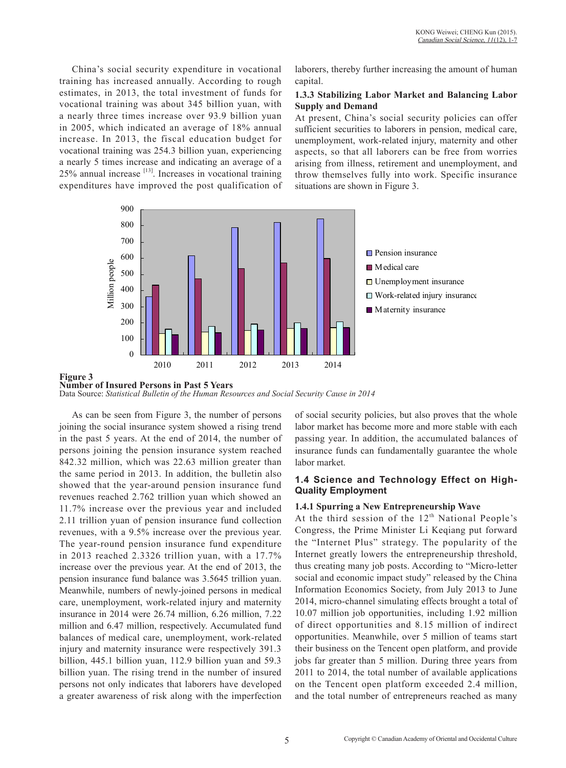China's social security expenditure in vocational training has increased annually. According to rough estimates, in 2013, the total investment of funds for vocational training was about 345 billion yuan, with a nearly three times increase over 93.9 billion yuan in 2005, which indicated an average of 18% annual increase. In 2013, the fiscal education budget for vocational training was 254.3 billion yuan, experiencing a nearly 5 times increase and indicating an average of a 25% annual increase [13]. Increases in vocational training expenditures have improved the post qualification of laborers, thereby further increasing the amount of human capital.

#### 1.3.3 Stabilizing Labor Market and Balancing Labor Supply and Demand

At present, China's social security policies can offer sufficient securities to laborers in pension, medical care, unemployment, work-related injury, maternity and other aspects, so that all laborers can be free from worries arising from illness, retirement and unemployment, and throw themselves fully into work. Specific insurance situations are shown in Figure 3.

**Figure 3**
**Number of Insured Persons in Past 5 Years**
Data Source: *Statistical Bulletin of the Human Resources and Social Security Cause in 2014*

As can be seen from Figure 3, the number of persons joining the social insurance system showed a rising trend in the past 5 years. At the end of 2014, the number of persons joining the pension insurance system reached 842.32 million, which was 22.63 million greater than the same period in 2013. In addition, the bulletin also showed that the year-around pension insurance fund revenues reached 2.762 trillion yuan which showed an 11.7% increase over the previous year and included 2.11 trillion yuan of pension insurance fund collection revenues, with a 9.5% increase over the previous year. The year-round pension insurance fund expenditure in 2013 reached 2.3326 trillion yuan, with a 17.7% increase over the previous year. At the end of 2013, the pension insurance fund balance was 3.5645 trillion yuan. Meanwhile, numbers of newly-joined persons in medical care, unemployment, work-related injury and maternity insurance in 2014 were 26.74 million, 6.26 million, 7.22 million and 6.47 million, respectively. Accumulated fund balances of medical care, unemployment, work-related injury and maternity insurance were respectively 391.3 billion, 445.1 billion yuan, 112.9 billion yuan and 59.3 billion yuan. The rising trend in the number of insured persons not only indicates that laborers have developed a greater awareness of risk along with the imperfection of social security policies, but also proves that the whole labor market has become more and more stable with each passing year. In addition, the accumulated balances of insurance funds can fundamentally guarantee the whole labor market.

### 1.4 Science and Technology Effect on High-Quality Employment

#### 1.4.1 Spurring a New Entrepreneurship Wave

At the third session of the 12th National People's Congress, the Prime Minister Li Keqiang put forward the "Internet Plus" strategy. The popularity of the Internet greatly lowers the entrepreneurship threshold, thus creating many job posts. According to "Micro-letter social and economic impact study" released by the China Information Economics Society, from July 2013 to June 2014, micro-channel simulating effects brought a total of 10.07 million job opportunities, including 1.92 million of direct opportunities and 8.15 million of indirect opportunities. Meanwhile, over 5 million of teams start their business on the Tencent open platform, and provide jobs far greater than 5 million. During three years from 2011 to 2014, the total number of available applications on the Tencent open platform exceeded 2.4 million, and the total number of entrepreneurs reached as many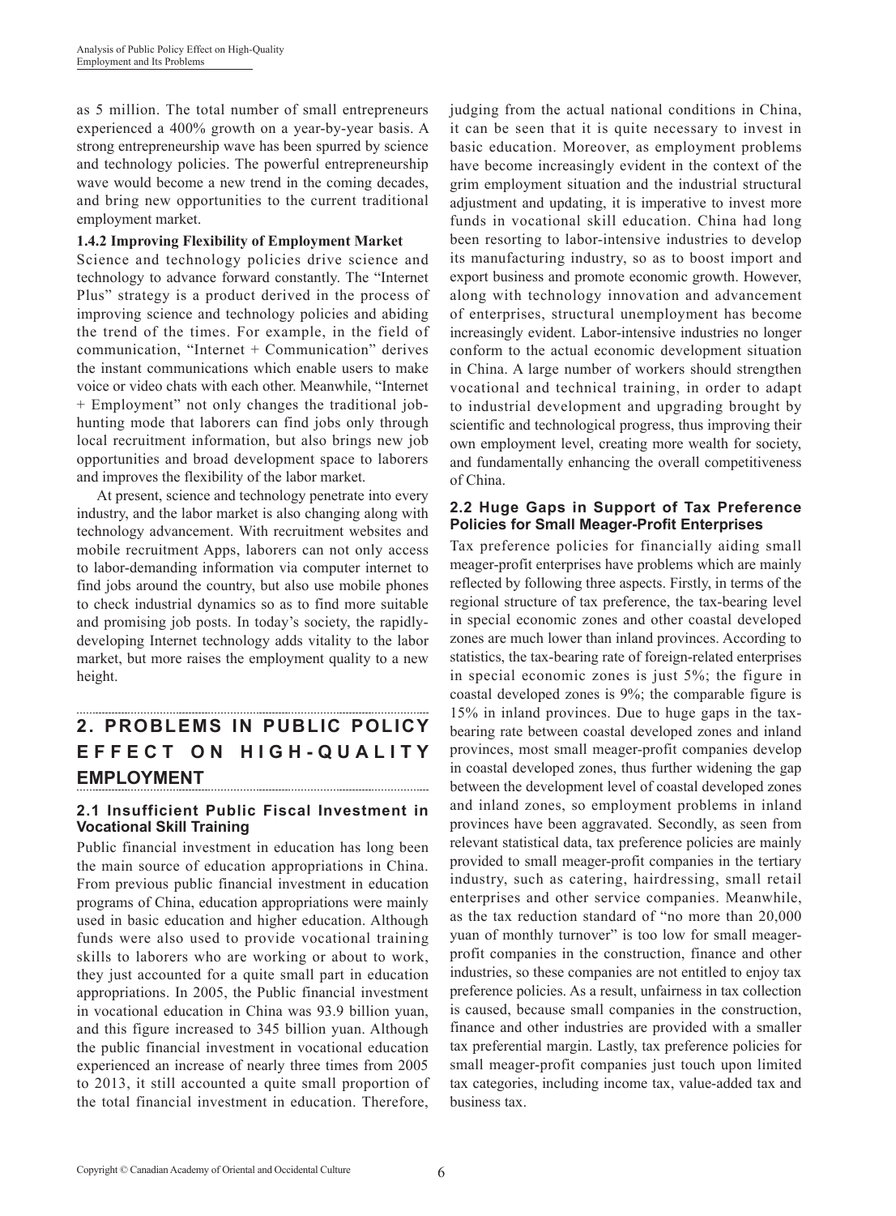as 5 million. The total number of small entrepreneurs experienced a 400% growth on a year-by-year basis. A strong entrepreneurship wave has been spurred by science and technology policies. The powerful entrepreneurship wave would become a new trend in the coming decades, and bring new opportunities to the current traditional employment market.

#### 1.4.2 Improving Flexibility of Employment Market

Science and technology policies drive science and technology to advance forward constantly. The "Internet Plus" strategy is a product derived in the process of improving science and technology policies and abiding the trend of the times. For example, in the field of communication, "Internet + Communication" derives the instant communications which enable users to make voice or video chats with each other. Meanwhile, "Internet + Employment" not only changes the traditional job-hunting mode that laborers can find jobs only through local recruitment information, but also brings new job opportunities and broad development space to laborers and improves the flexibility of the labor market.

At present, science and technology penetrate into every industry, and the labor market is also changing along with technology advancement. With recruitment websites and mobile recruitment Apps, laborers can not only access to labor-demanding information via computer internet to find jobs around the country, but also use mobile phones to check industrial dynamics so as to find more suitable and promising job posts. In today's society, the rapidly-developing Internet technology adds vitality to the labor market, but more raises the employment quality to a new height.

## 2. PROBLEMS IN PUBLIC POLICY EFFECT ON HIGH-QUALITY EMPLOYMENT

### 2.1 Insufficient Public Fiscal Investment in Vocational Skill Training

Public financial investment in education has long been the main source of education appropriations in China. From previous public financial investment in education programs of China, education appropriations were mainly used in basic education and higher education. Although funds were also used to provide vocational training skills to laborers who are working or about to work, they just accounted for a quite small part in education appropriations. In 2005, the Public financial investment in vocational education in China was 93.9 billion yuan, and this figure increased to 345 billion yuan. Although the public financial investment in vocational education experienced an increase of nearly three times from 2005 to 2013, it still accounted a quite small proportion of the total financial investment in education. Therefore, judging from the actual national conditions in China, it can be seen that it is quite necessary to invest in basic education. Moreover, as employment problems have become increasingly evident in the context of the grim employment situation and the industrial structural adjustment and updating, it is imperative to invest more funds in vocational skill education. China had long been resorting to labor-intensive industries to develop its manufacturing industry, so as to boost import and export business and promote economic growth. However, along with technology innovation and advancement of enterprises, structural unemployment has become increasingly evident. Labor-intensive industries no longer conform to the actual economic development situation in China. A large number of workers should strengthen vocational and technical training, in order to adapt to industrial development and upgrading brought by scientific and technological progress, thus improving their own employment level, creating more wealth for society, and fundamentally enhancing the overall competitiveness of China.

### 2.2 Huge Gaps in Support of Tax Preference Policies for Small Meager-Profit Enterprises

Tax preference policies for financially aiding small meager-profit enterprises have problems which are mainly reflected by following three aspects. Firstly, in terms of the regional structure of tax preference, the tax-bearing level in special economic zones and other coastal developed zones are much lower than inland provinces. According to statistics, the tax-bearing rate of foreign-related enterprises in special economic zones is just 5%; the figure in coastal developed zones is 9%; the comparable figure is 15% in inland provinces. Due to huge gaps in the tax-bearing rate between coastal developed zones and inland provinces, most small meager-profit companies develop in coastal developed zones, thus further widening the gap between the development level of coastal developed zones and inland zones, so employment problems in inland provinces have been aggravated. Secondly, as seen from relevant statistical data, tax preference policies are mainly provided to small meager-profit companies in the tertiary industry, such as catering, hairdressing, small retail enterprises and other service companies. Meanwhile, as the tax reduction standard of "no more than 20,000 yuan of monthly turnover" is too low for small meager-profit companies in the construction, finance and other industries, so these companies are not entitled to enjoy tax preference policies. As a result, unfairness in tax collection is caused, because small companies in the construction, finance and other industries are provided with a smaller tax preferential margin. Lastly, tax preference policies for small meager-profit companies just touch upon limited tax categories, including income tax, value-added tax and business tax.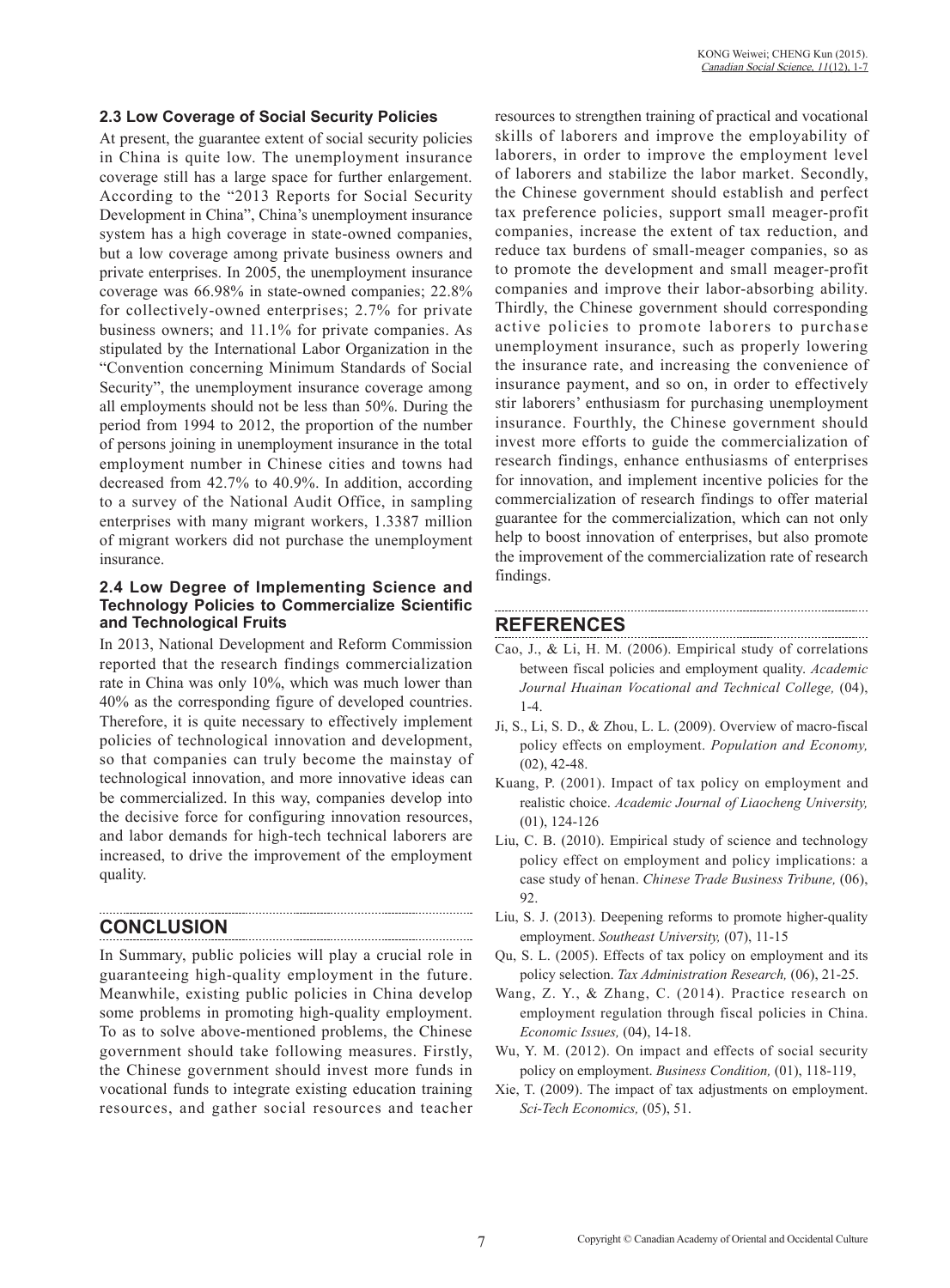### 2.3 Low Coverage of Social Security Policies

At present, the guarantee extent of social security policies in China is quite low. The unemployment insurance coverage still has a large space for further enlargement. According to the "2013 Reports for Social Security Development in China", China's unemployment insurance system has a high coverage in state-owned companies, but a low coverage among private business owners and private enterprises. In 2005, the unemployment insurance coverage was 66.98% in state-owned companies; 22.8% for collectively-owned enterprises; 2.7% for private business owners; and 11.1% for private companies. As stipulated by the International Labor Organization in the "Convention concerning Minimum Standards of Social Security", the unemployment insurance coverage among all employments should not be less than 50%. During the period from 1994 to 2012, the proportion of the number of persons joining in unemployment insurance in the total employment number in Chinese cities and towns had decreased from 42.7% to 40.9%. In addition, according to a survey of the National Audit Office, in sampling enterprises with many migrant workers, 1.3387 million of migrant workers did not purchase the unemployment insurance.

### 2.4 Low Degree of Implementing Science and Technology Policies to Commercialize Scientific and Technological Fruits

In 2013, National Development and Reform Commission reported that the research findings commercialization rate in China was only 10%, which was much lower than 40% as the corresponding figure of developed countries. Therefore, it is quite necessary to effectively implement policies of technological innovation and development, so that companies can truly become the mainstay of technological innovation, and more innovative ideas can be commercialized. In this way, companies develop into the decisive force for configuring innovation resources, and labor demands for high-tech technical laborers are increased, to drive the improvement of the employment quality.

## CONCLUSION

In Summary, public policies will play a crucial role in guaranteeing high-quality employment in the future. Meanwhile, existing public policies in China develop some problems in promoting high-quality employment. To as to solve above-mentioned problems, the Chinese government should take following measures. Firstly, the Chinese government should invest more funds in vocational funds to integrate existing education training resources, and gather social resources and teacher resources to strengthen training of practical and vocational skills of laborers and improve the employability of laborers, in order to improve the employment level of laborers and stabilize the labor market. Secondly, the Chinese government should establish and perfect tax preference policies, support small meager-profit companies, increase the extent of tax reduction, and reduce tax burdens of small-meager companies, so as to promote the development and small meager-profit companies and improve their labor-absorbing ability. Thirdly, the Chinese government should corresponding active policies to promote laborers to purchase unemployment insurance, such as properly lowering the insurance rate, and increasing the convenience of insurance payment, and so on, in order to effectively stir laborers' enthusiasm for purchasing unemployment insurance. Fourthly, the Chinese government should invest more efforts to guide the commercialization of research findings, enhance enthusiasms of enterprises for innovation, and implement incentive policies for the commercialization of research findings to offer material guarantee for the commercialization, which can not only help to boost innovation of enterprises, but also promote the improvement of the commercialization rate of research findings.

## REFERENCES

Cao, J., & Li, H. M. (2006). Empirical study of correlations between fiscal policies and employment quality. *Academic Journal Huainan Vocational and Technical College,* (04), 1-4.

Ji, S., Li, S. D., & Zhou, L. L. (2009). Overview of macro-fiscal policy effects on employment. *Population and Economy,* (02), 42-48.

Kuang, P. (2001). Impact of tax policy on employment and realistic choice. *Academic Journal of Liaocheng University,* (01), 124-126

Liu, C. B. (2010). Empirical study of science and technology policy effect on employment and policy implications: a case study of henan. *Chinese Trade Business Tribune,* (06), 92.

Liu, S. J. (2013). Deepening reforms to promote higher-quality employment. *Southeast University,* (07), 11-15

Qu, S. L. (2005). Effects of tax policy on employment and its policy selection. *Tax Administration Research,* (06), 21-25.

Wang, Z. Y., & Zhang, C. (2014). Practice research on employment regulation through fiscal policies in China. *Economic Issues,* (04), 14-18.

Wu, Y. M. (2012). On impact and effects of social security policy on employment. *Business Condition,* (01), 118-119,

Xie, T. (2009). The impact of tax adjustments on employment. *Sci-Tech Economics,* (05), 51.